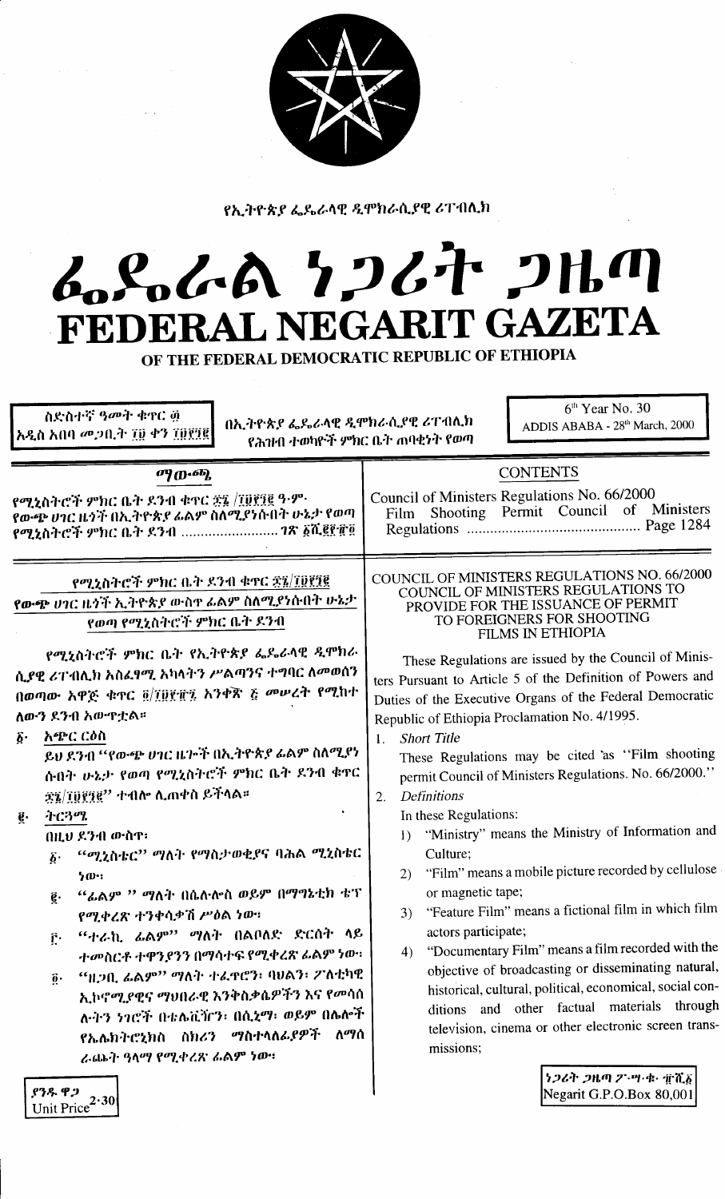የኢትዮጵያ ፌዴራላዊ ዲሞክራሲያዊ ሪፐብሊክ

# ፌደራል ነጋሪት ጋዜጣ
# FEDERAL NEGARIT GAZETA
## OF THE FEDERAL DEMOCRATIC REPUBLIC OF ETHIOPIA

ስድስተኛ ዓመት ቁጥር ፴
አዲስ አበባ መጋቢት ፲፱ ቀን ፲፱፻፺፪

በኢትዮጵያ ፌዴራላዊ ዲሞክራሲያዊ ሪፐብሊክ የሕዝብ ተወካዮች ምክር ቤት ጠባቂነት የወጣ

6th Year No. 30
ADDIS ABABA - 28th March, 2000

| ማውጫ | CONTENTS |
|---|---|
| የሚኒስትሮች ምክር ቤት ደንብ ቁጥር ፷፮ /፲፱፻፺፪ ዓ.ም. የውጭ ሀገር ዜጎች በኢትዮጵያ ፊልም ስለሚያነሱበት ሁኔታ የወጣ የሚኒስትሮች ምክር ቤት ደንብ ........................ ገጽ ፩ሺ፪፻፹፬ | Council of Ministers Regulations No. 66/2000 Film Shooting Permit Council of Ministers Regulations ........................................ Page 1284 |

## የሚኒስትሮች ምክር ቤት ደንብ ቁጥር ፷፮/፲፱፻፺፪
## የውጭ ሀገር ዜጎች ኢትዮጵያ ውስጥ ፊልም ስለሚያነሱበት ሁኔታ የወጣ የሚኒስትሮች ምክር ቤት ደንብ

የሚኒስትሮች ምክር ቤት የኢትዮጵያ ፌዴራላዊ ዲሞክራሲያዊ ሪፐብሊክ አስፈጻሚ አካላትን ሥልጣንና ተግባር ለመወሰን በወጣው አዋጅ ቁጥር ፬/፲፱፻፹፯ አንቀጽ ፭ መሠረት የሚከተለውን ደንብ አውጥቷል።

፩· አጭር ርዕስ
ይህ ደንብ "የውጭ ሀገር ዜጎች በኢትዮጵያ ፊልም ስለሚያነሱበት ሁኔታ የወጣ የሚኒስትሮች ምክር ቤት ደንብ ቁጥር ፷፮/፲፱፻፺፪" ተብሎ ሊጠቀስ ይችላል።

፪· ትርጓሜ
በዚህ ደንብ ውስጥ፣
፩· "ሚኒስቴር" ማለት የማስታወቂያና ባሕል ሚኒስቴር ነው፣
፪· "ፊልም " ማለት በሴሉሎስ ወይም በማግኔቲክ ቴፕ የሚቀረጽ ተንቀሳቃሽ ሥዕል ነው፣
፫· "ተራኪ ፊልም" ማለት በልቦለድ ድርሰት ላይ ተመስርቶ ተዋንያንን በማሳተፍ የሚቀረጽ ፊልም ነው፣
፬· "ዘጋቢ ፊልም" ማለት ተፈጥሮን፣ ባህልን፣ ፖለቲካዊ ኢኮኖሚያዊና ማህበራዊ እንቅስቃሴዎችን እና የመሳሰሉትን ነገሮች በቴሌቪዥን፣ በሲኒማ፣ ወይም በሌሎች የኤሌክትሮኒክስ ስክሪን ማስተላለፊያዎች ለማሰራጨት ዓላማ የሚቀረጽ ፊልም ነው፣

## COUNCIL OF MINISTERS REGULATIONS NO. 66/2000
## COUNCIL OF MINISTERS REGULATIONS TO PROVIDE FOR THE ISSUANCE OF PERMIT TO FOREIGNERS FOR SHOOTING FILMS IN ETHIOPIA

These Regulations are issued by the Council of Ministers Pursuant to Article 5 of the Definition of Powers and Duties of the Executive Organs of the Federal Democratic Republic of Ethiopia Proclamation No. 4/1995.

1. *Short Title*
These Regulations may be cited as "Film shooting permit Council of Ministers Regulations. No. 66/2000."

2. *Definitions*
In these Regulations:
1) "Ministry" means the Ministry of Information and Culture;
2) "Film" means a mobile picture recorded by cellulose or magnetic tape;
3) "Feature Film" means a fictional film in which film actors participate;
4) "Documentary Film" means a film recorded with the objective of broadcasting or disseminating natural, historical, cultural, political, economical, social conditions and other factual materials through television, cinema or other electronic screen transmissions;

ያንዱ ዋጋ
Unit Price 2·30

ነጋሪት ጋዜጣ ፖ·ሣ·ቁ· ፹ሺ፩
Negarit G.P.O.Box 80,001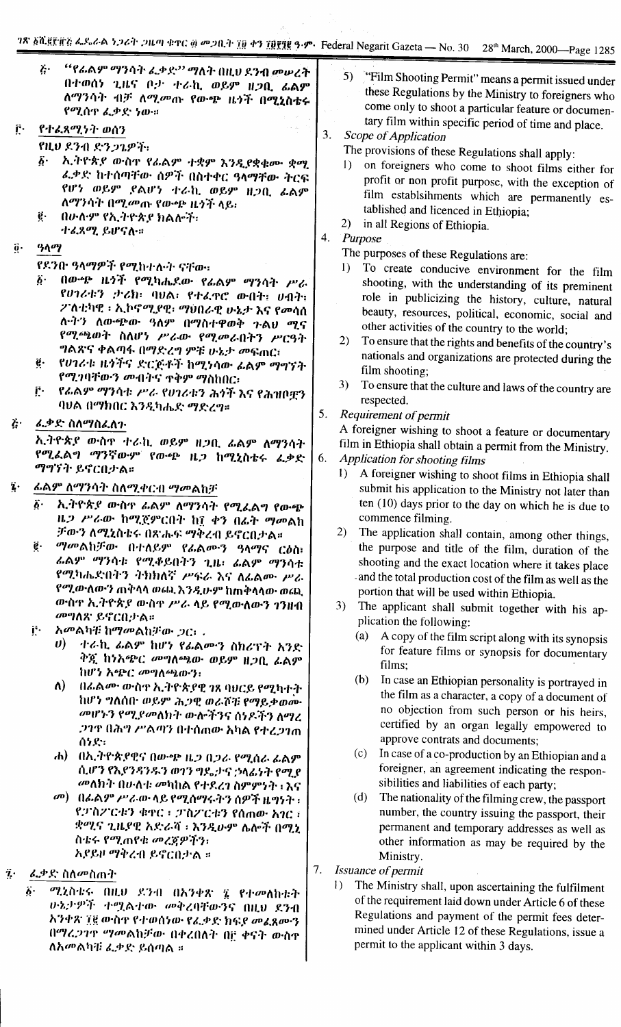፭· "የፊልም ማንሳት ፈቃድ" ማለት በዚህ ደንብ መሠረት በተወሰነ ጊዜና ቦታ ተራኪ ወይም ዘጋቢ ፊልም ለማንሳት ብቻ ለሚመጡ የውጭ ዜጎች በሚኒስቴሩ የሚሰጥ ፈቃድ ነው።

፫· የተፈጻሚነት ወሰን

የዚህ ደንብ ድንጋጌዎች፣

፩· ኢትዮጵያ ውስጥ የፊልም ተቋም እንዲያቋቁሙ ቋሚ ፈቃድ ከተሰጣቸው ሰዎች በስተቀር ዓላማቸው ትርፍ የሆነ ወይም ያልሆነ ተራኪ ወይም ዘጋቢ ፊልም ለማንሳት በሚመጡ የውጭ ዜጎች ላይ፣

፪· በሁሉም የኢትዮጵያ ክልሎች፣ ተፈጻሚ ይሆናሉ።

፬· ዓላማ

የደንቡ ዓላማዎች የሚከተሉት ናቸው፣

፩· በውጭ ዜጎች የሚካሔደው የፊልም ማንሳት ሥራ የሀገሪቱን ታሪክ፣ ባህል፣ የተፈጥሮ ውበት፣ ሀብት፣ ፖለቲካዊ ፣ ኢኮኖሚያዊ፣ ማህበራዊ ሁኔታ እና የመሳሰሉትን ለውጭው ዓለም በማስተዋወቅ ጉልህ ሚና የሚጫወት ስለሆነ ሥራው የሚመራበትን ሥርዓት ግልጽና ቀልጣፋ በማድረግ ምቹ ሁኔታ መፍጠር፣

፪· የሀገሪቱ ዜጎችና ድርጅቶች ከሚነሳው ፊልም ማግኘት የሚገባቸውን መብትና ጥቅም ማስከበር፣

፫· የፊልም ማንሳቱ ሥራ የሀገሪቱን ሕጎች እና የሕዝቦቿን ባህል በማክበር እንዲካሔድ ማድረግ።

፭· ፈቃድ ስለማስፈለጉ

ኢትዮጵያ ውስጥ ተራኪ ወይም ዘጋቢ ፊልም ለማንሳት የሚፈልግ ማንኛውም የውጭ ዜጋ ከሚኒስቴሩ ፈቃድ ማግኘት ይኖርበታል።

፮· ፊልም ለማንሳት ስለሚቀርብ ማመልከቻ

፩· ኢትዮጵያ ውስጥ ፊልም ለማንሳት የሚፈልግ የውጭ ዜጋ ሥራው ከሚጀምርበት ከ፲ ቀን በፊት ማመልከቻውን ለሚኒስቴሩ በጽሑፍ ማቅረብ ይኖርበታል።

፪· ማመልከቻው በተለይም የፊልሙን ዓላማና ርዕስ፣ ፊልም ማንሳቱ የሚቆይበትን ጊዜ፣ ፊልም ማንሳቱ የሚካሔድበትን ትክክለኛ ሥፍራ እና ለፊልሙ ሥራ የሚውለውን ጠቅላላ ወጪ እንዲሁም ከጠቅላላው ወጪ ውስጥ ኢትዮጵያ ውስጥ ሥራ ላይ የሚውለውን ገንዘብ መግለጽ ይኖርበታል።

፫· አመልካቹ ከማመልከቻው ጋር፣

ሀ) ተራኪ ፊልም ከሆነ የፊልሙን ስክሪፕት አንድ ቅጂ ከአጭር መግለጫው ወይም ዘጋቢ ፊልም ከሆነ አጭር መግለጫውን፣

ለ) በፊልሙ ውስጥ ኢትዮጵያዊ ገጸ ባሀርይ የሚካተት ከሆነ ግለሰቡ ወይም ሕጋዊ ወራሾቹ የማይቃወሙ መሆኑን የሚያመለክት ውሎችንና ሰነዶችን ለማረጋገጥ በሕግ ሥልጣን በተሰጠው አካል የተረጋገጠ ሰነድ፣

ሐ) በኢትዮጵያዊና በውጭ ዜጋ በጋራ የሚሰራ ፊልም ሲሆን የእያንዳንዱን ወገን ግዴታና ኃላፊነት የሚያየ መለክት በሁለቱ መካከል የተደረገ ስምምነት፣ እና

መ) በፊልም ሥራው ላይ የሚሰማሩትን ሰዎች ዜግነት፣ የፓስፖርቱን ቁጥር፣ ፓስፖርቱን የሰጠው አገር፣ ቋሚና ጊዜያዊ አድራሻ፣ እንዲሁም ሌሎች በሚኒስቴሩ የሚጠየቁ መረጃዎችን፣

አያይዞ ማቅረብ ይኖርበታል።

፯· ፈቃድ ስለመስጠት

፩· ሚኒስቴሩ በዚህ ደንብ በአንቀጽ ፮ የተመለከቱት ሁኔታዎች ተሟልተው መቅረባቸውንና በዚህ ደንብ አንቀጽ ፲፪ ውስጥ የተወሰነው የፈቃድ ክፍያ መፈጸሙን በማረጋገጥ ማመልከቻው በቀረበለት በ፫ ቀናት ውስጥ ለአመልካቹ ፈቃድ ይሰጣል።

5) "Film Shooting Permit" means a permit issued under these Regulations by the Ministry to foreigners who come only to shoot a particular feature or documentary film within specific period of time and place.

3. *Scope of Application*

The provisions of these Regulations shall apply:

1) on foreigners who come to shoot films either for profit or non profit purpose, with the exception of film establsihments which are permanently established and licenced in Ethiopia;
2) in all Regions of Ethiopia.

4. *Purpose*

The purposes of these Regulations are:

1) To create conducive environment for the film shooting, with the understanding of its preminent role in publicizing the history, culture, natural beauty, resources, political, economic, social and other activities of the country to the world;
2) To ensure that the rights and benefits of the country's nationals and organizations are protected during the film shooting;
3) To ensure that the culture and laws of the country are respected.

5. *Requirement of permit*

A foreigner wishing to shoot a feature or documentary film in Ethiopia shall obtain a permit from the Ministry.

6. *Application for shooting films*

1) A foreigner wishing to shoot films in Ethiopia shall submit his application to the Ministry not later than ten (10) days prior to the day on which he is due to commence filming.
2) The application shall contain, among other things, the purpose and title of the film, duration of the shooting and the exact location where it takes place and the total production cost of the film as well as the portion that will be used within Ethiopia.
3) The applicant shall submit together with his application the following:
   (a) A copy of the film script along with its synopsis for feature films or synopsis for documentary films;
   (b) In case an Ethiopian personality is portrayed in the film as a character, a copy of a document of no objection from such person or his heirs, certified by an organ legally empowered to approve contrats and documents;
   (c) In case of a co-production by an Ethiopian and a foreigner, an agreement indicating the responsibilities and liabilities of each party;
   (d) The nationality of the filming crew, the passport number, the country issuing the passport, their permanent and temporary addresses as well as other information as may be required by the Ministry.

7. *Issuance of permit*

1) The Ministry shall, upon ascertaining the fulfilment of the requirement laid down under Article 6 of these Regulations and payment of the permit fees determined under Article 12 of these Regulations, issue a permit to the applicant within 3 days.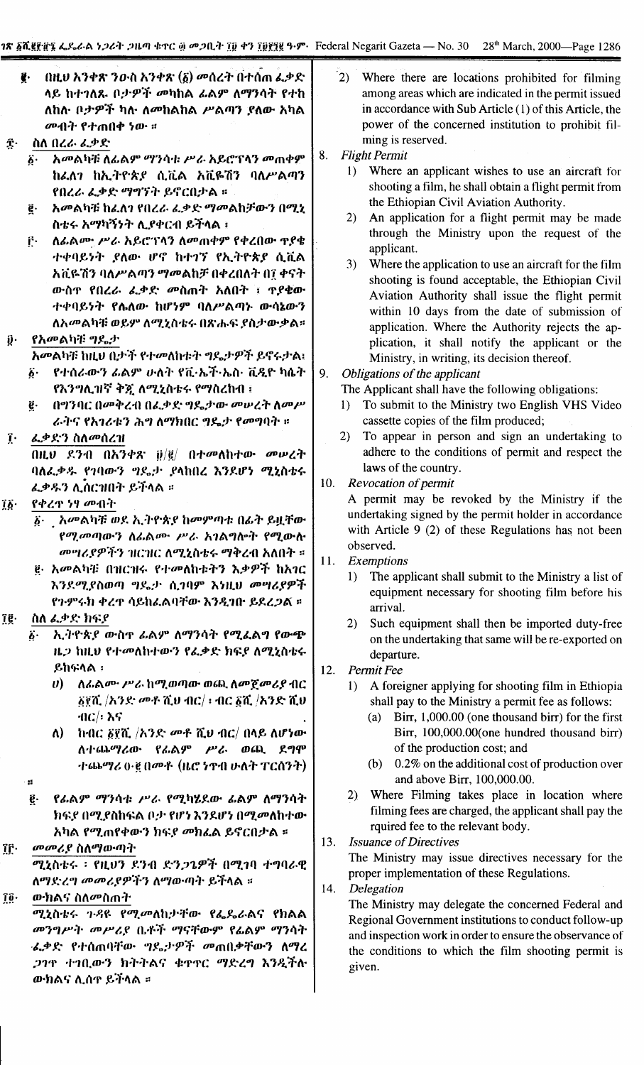፪· በዚህ አንቀጽ ንዑስ አንቀጽ (፩) መሰረት በተሰጠ ፈቃድ ላይ ከተገለጹ ቦታዎች መካከል ፊልም ለማንሳት የተከለከሉ ቦታዎች ካሉ ለመከልከል ሥልጣን ያለው አካል መብት የተጠበቀ ነው ።

፰· ስለ በረራ ፈቃድ

፩· አመልካቹ ለፊልም ማንሳት ሥራ አይሮፕላን መጠቀም ከፈለገ ከኢትዮጵያ ሲቪል አቪዬሽን ባለሥልጣን የበረራ ፈቃድ ማግኘት ይኖርበታል ።

፪· አመልካቹ ከፈለገ የበረራ ፈቃድ ማመልከቻውን በሚኒስቴሩ አማካኝነት ሊያቀርብ ይችላል ፤

፫· ለፊልሙ ሥራ አይሮፕላን ለመጠቀም የቀረበው ጥያቄ ተቀባይነት ያለው ሆኖ ከተገኘ የኢትዮጵያ ሲቪል አቪዬሽን ባለሥልጣን ማመልከቻ በቀረበለት በ፲ ቀናት ውስጥ የበረራ ፈቃድ መስጠት አለበት ፡ ጥያቄው ተቀባይነት የሌለው ከሆነም ባለሥልጣኑ ውሳኔውን ለአመልካቹ ወይም ለሚኒስቴሩ በጽሑፍ ያስታውቃል።

፱· የአመልካቹ ግዴታ

አመልካቹ ከዚህ በታች የተመለከቱት ግዴታዎች ይኖሩታል፡

፩· የተሰራውን ፊልም ሁለት የቪ·ኤች·ኤስ· ቪዲዮ ካሴት የእንግሊዝኛ ቅጂ ለሚኒስቴሩ የማስረከብ ፤

፪· በግንባር በመቅረብ በፈቃድ ግዴታው መሠረት ለመሥራትና የአገሪቱን ሕግ ለማክበር ግዴታ የመግባት ።

፲· ፈቃድን ስለመሰረዝ

በዚህ ደንብ በአንቀጽ ፱/፪/ በተመለከተው መሠረት ባለፈቃዱ የገባውን ግዴታ ያላከበረ እንደሆነ ሚኒስቴሩ ፈቃዱን ሊሰርዘው ይችላል ።

፲፩· የቀረጥ ነፃ መብት

፩· አመልካቹ ወደ ኢትዮጵያ ከመምጣቱ በፊት ይዟቸው የሚመጣውን ለፊልሙ ሥራ አገልግሎት የሚውሉ መሣሪያዎችን ዝርዝር ለሚኒስቴሩ ማቅረብ አለበት ።

፪· አመልካቹ በዝርዝሩ የተመለከቱትን እቃዎች ከአገር እንደሚያስወጣ ግዴታ ሲገባም እነዚህ መሣሪያዎች የጉምሩክ ቀረጥ ሳይከፈልባቸው እንዲገቡ ይደረጋል ።

፲፪· ስለ ፈቃድ ክፍያ

፩· ኢትዮጵያ ውስጥ ፊልም ለማንሳት የሚፈልግ የውጭ ዜጋ ከዚህ የተመለከተውን የፈቃድ ክፍያ ለሚኒስቴሩ ይከፍላል ፡

ሀ) ለፊልሙ ሥራ ከሚወጣው ወጪ ለመጀመሪያ ብር ፩፻ሺ /አንድ መቶ ሺህ ብር/ ፡ ብር ፩ሺ /አንድ ሺህ ብር/፡ እና

ለ) ከብር ፩፻ሺ /አንድ መቶ ሺህ ብር/ በላይ ለሆነው ለተጨማሪው የፊልም ሥራ ወጪ ደግሞ ተጨማሪ ዐ·፪ በመቶ (ዜሮ ነጥብ ሁለት ፐርሰንት) ።

፪· የፊልም ማንሳቱ ሥራ የሚካሄደው ፊልም ለማንሳት ክፍያ በሚያስከፍል ቦታ የሆነ እንደሆነ በሚመለከተው አካል የሚጠየቀውን ክፍያ መክፈል ይኖርበታል ።

፲፫· መመሪያ ስለማውጣት

ሚኒስቴሩ ፡ የዚህን ደንብ ድንጋጌዎች በሚገባ ተግባራዊ ለማድረግ መመሪያዎችን ለማውጣት ይችላል ።

፲፬· ውክልና ስለመስጠት

ሚኒስቴሩ ጉዳዩ የሚመለከታቸው የፌዴራልና የክልል መንግሥት መሥሪያ ቤቶች ማናቸውም የፊልም ማንሳት ፈቃድ የተሰጠባቸው ግዴታዎች መጠበቃቸውን ለማረጋገጥ ተገቢውን ክትትልና ቁጥጥር ማድረግ እንዲችሉ ውክልና ሊሰጥ ይችላል ።

2) Where there are locations prohibited for filming among areas which are indicated in the permit issued in accordance with Sub Article (1) of this Article, the power of the concerned institution to prohibit filming is reserved.

8. *Flight Permit*

1) Where an applicant wishes to use an aircraft for shooting a film, he shall obtain a flight permit from the Ethiopian Civil Aviation Authority.

2) An application for a flight permit may be made through the Ministry upon the request of the applicant.

3) Where the application to use an aircraft for the film shooting is found acceptable, the Ethiopian Civil Aviation Authority shall issue the flight permit within 10 days from the date of submission of application. Where the Authority rejects the application, it shall notify the applicant or the Ministry, in writing, its decision thereof.

9. *Obligations of the applicant*

The Applicant shall have the following obligations:

1) To submit to the Ministry two English VHS Video cassette copies of the film produced;

2) To appear in person and sign an undertaking to adhere to the conditions of permit and respect the laws of the country.

10. *Revocation of permit*

A permit may be revoked by the Ministry if the undertaking signed by the permit holder in accordance with Article 9 (2) of these Regulations has not been observed.

11. *Exemptions*

1) The applicant shall submit to the Ministry a list of equipment necessary for shooting film before his arrival.

2) Such equipment shall then be imported duty-free on the undertaking that same will be re-exported on departure.

12. *Permit Fee*

1) A foreigner applying for shooting film in Ethiopia shall pay to the Ministry a permit fee as follows:

(a) Birr, 1,000.00 (one thousand birr) for the first Birr, 100,000.00(one hundred thousand birr) of the production cost; and

(b) 0.2% on the additional cost of production over and above Birr, 100,000.00.

2) Where Filming takes place in location where filming fees are charged, the applicant shall pay the rquired fee to the relevant body.

13. *Issuance of Directives*

The Ministry may issue directives necessary for the proper implementation of these Regulations.

14. *Delegation*

The Ministry may delegate the concerned Federal and Regional Government institutions to conduct follow-up and inspection work in order to ensure the observance of the conditions to which the film shooting permit is given.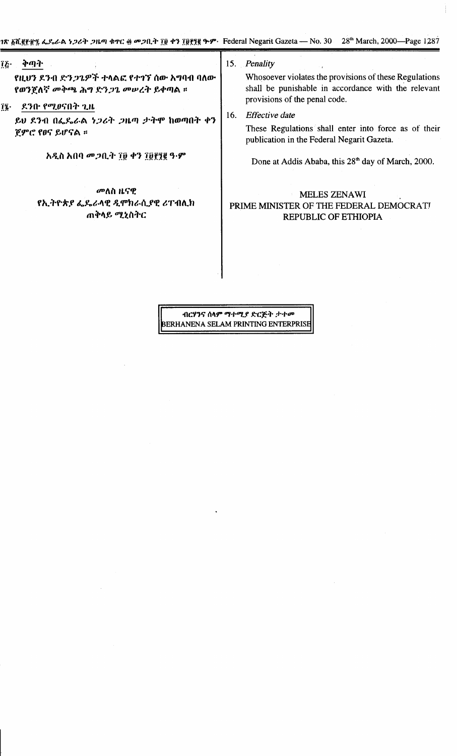፲፭· ቅጣት

የዚህን ደንብ ድንጋጌዎች ተላልፎ የተገኘ ሰው አግባብ ባለው የወንጀለኛ መቅጫ ሕግ ድንጋጌ መሠረት ይቀጣል ፡፡

፲፮· ደንቡ የሚፀናበት ጊዜ

ይህ ደንብ በፌዴራል ነጋሪት ጋዜጣ ታትሞ ከወጣበት ቀን ጀምሮ የፀና ይሆናል ፡፡

አዲስ አበባ መጋቢት ፲፱ ቀን ፲፱፻፺፪ ዓ·ም

መለስ ዜናዊ
የኢትዮጵያ ፌዴራላዊ ዲሞክራሲያዊ ሪፐብሊክ
ጠቅላይ ሚኒስትር

15. *Penality*

Whosoever violates the provisions of these Regulations shall be punishable in accordance with the relevant provisions of the penal code.

16. *Effective date*

These Regulations shall enter into force as of their publication in the Federal Negarit Gazeta.

Done at Addis Ababa, this 28th day of March, 2000.

MELES ZENAWI
PRIME MINISTER OF THE FEDERAL DEMOCRATI
REPUBLIC OF ETHIOPIA

ብርሃንና ሰላም ማተሚያ ድርጅት ታተመ
BERHANENA SELAM PRINTING ENTERPRISE